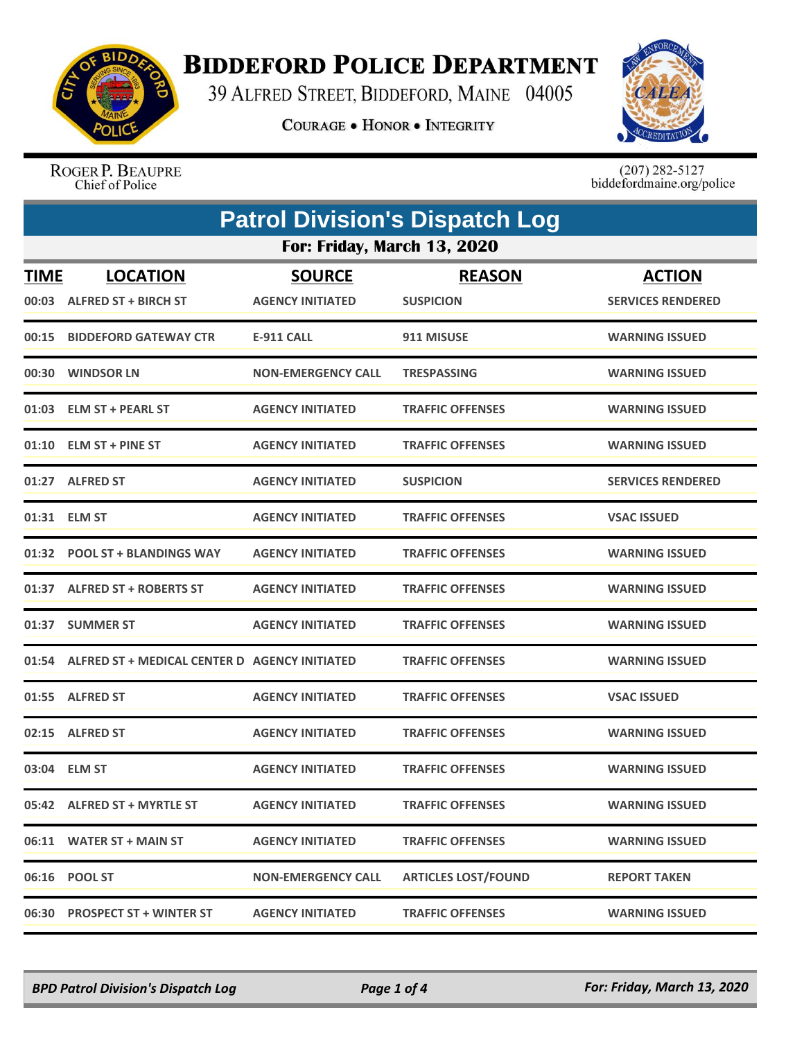# Biddeford Police Department

39 Alfred Street, Biddeford, Maine 04005

**Courage • Honor • Integrity**

Roger P. Beaupre
Chief of Police

(207) 282-5127
biddefordmaine.org/police

## Patrol Division's Dispatch Log

### For: Friday, March 13, 2020

| TIME | LOCATION | SOURCE | REASON | ACTION |
|---|---|---|---|---|
| 00:03 | ALFRED ST + BIRCH ST | AGENCY INITIATED | SUSPICION | SERVICES RENDERED |
| 00:15 | BIDDEFORD GATEWAY CTR | E-911 CALL | 911 MISUSE | WARNING ISSUED |
| 00:30 | WINDSOR LN | NON-EMERGENCY CALL | TRESPASSING | WARNING ISSUED |
| 01:03 | ELM ST + PEARL ST | AGENCY INITIATED | TRAFFIC OFFENSES | WARNING ISSUED |
| 01:10 | ELM ST + PINE ST | AGENCY INITIATED | TRAFFIC OFFENSES | WARNING ISSUED |
| 01:27 | ALFRED ST | AGENCY INITIATED | SUSPICION | SERVICES RENDERED |
| 01:31 | ELM ST | AGENCY INITIATED | TRAFFIC OFFENSES | VSAC ISSUED |
| 01:32 | POOL ST + BLANDINGS WAY | AGENCY INITIATED | TRAFFIC OFFENSES | WARNING ISSUED |
| 01:37 | ALFRED ST + ROBERTS ST | AGENCY INITIATED | TRAFFIC OFFENSES | WARNING ISSUED |
| 01:37 | SUMMER ST | AGENCY INITIATED | TRAFFIC OFFENSES | WARNING ISSUED |
| 01:54 | ALFRED ST + MEDICAL CENTER D | AGENCY INITIATED | TRAFFIC OFFENSES | WARNING ISSUED |
| 01:55 | ALFRED ST | AGENCY INITIATED | TRAFFIC OFFENSES | VSAC ISSUED |
| 02:15 | ALFRED ST | AGENCY INITIATED | TRAFFIC OFFENSES | WARNING ISSUED |
| 03:04 | ELM ST | AGENCY INITIATED | TRAFFIC OFFENSES | WARNING ISSUED |
| 05:42 | ALFRED ST + MYRTLE ST | AGENCY INITIATED | TRAFFIC OFFENSES | WARNING ISSUED |
| 06:11 | WATER ST + MAIN ST | AGENCY INITIATED | TRAFFIC OFFENSES | WARNING ISSUED |
| 06:16 | POOL ST | NON-EMERGENCY CALL | ARTICLES LOST/FOUND | REPORT TAKEN |
| 06:30 | PROSPECT ST + WINTER ST | AGENCY INITIATED | TRAFFIC OFFENSES | WARNING ISSUED |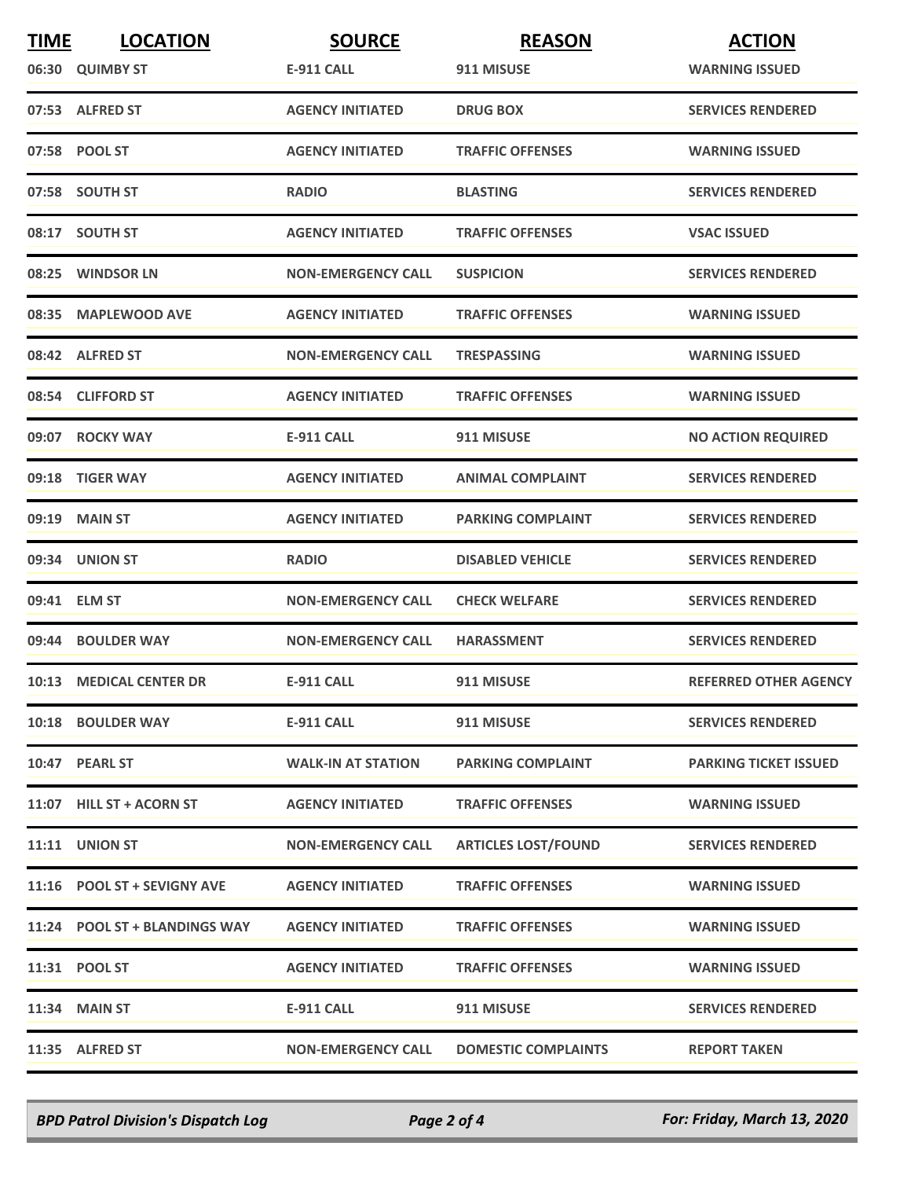| TIME | LOCATION | SOURCE | REASON | ACTION |
|---|---|---|---|---|
| 06:30 | QUIMBY ST | E-911 CALL | 911 MISUSE | WARNING ISSUED |
| 07:53 | ALFRED ST | AGENCY INITIATED | DRUG BOX | SERVICES RENDERED |
| 07:58 | POOL ST | AGENCY INITIATED | TRAFFIC OFFENSES | WARNING ISSUED |
| 07:58 | SOUTH ST | RADIO | BLASTING | SERVICES RENDERED |
| 08:17 | SOUTH ST | AGENCY INITIATED | TRAFFIC OFFENSES | VSAC ISSUED |
| 08:25 | WINDSOR LN | NON-EMERGENCY CALL | SUSPICION | SERVICES RENDERED |
| 08:35 | MAPLEWOOD AVE | AGENCY INITIATED | TRAFFIC OFFENSES | WARNING ISSUED |
| 08:42 | ALFRED ST | NON-EMERGENCY CALL | TRESPASSING | WARNING ISSUED |
| 08:54 | CLIFFORD ST | AGENCY INITIATED | TRAFFIC OFFENSES | WARNING ISSUED |
| 09:07 | ROCKY WAY | E-911 CALL | 911 MISUSE | NO ACTION REQUIRED |
| 09:18 | TIGER WAY | AGENCY INITIATED | ANIMAL COMPLAINT | SERVICES RENDERED |
| 09:19 | MAIN ST | AGENCY INITIATED | PARKING COMPLAINT | SERVICES RENDERED |
| 09:34 | UNION ST | RADIO | DISABLED VEHICLE | SERVICES RENDERED |
| 09:41 | ELM ST | NON-EMERGENCY CALL | CHECK WELFARE | SERVICES RENDERED |
| 09:44 | BOULDER WAY | NON-EMERGENCY CALL | HARASSMENT | SERVICES RENDERED |
| 10:13 | MEDICAL CENTER DR | E-911 CALL | 911 MISUSE | REFERRED OTHER AGENCY |
| 10:18 | BOULDER WAY | E-911 CALL | 911 MISUSE | SERVICES RENDERED |
| 10:47 | PEARL ST | WALK-IN AT STATION | PARKING COMPLAINT | PARKING TICKET ISSUED |
| 11:07 | HILL ST + ACORN ST | AGENCY INITIATED | TRAFFIC OFFENSES | WARNING ISSUED |
| 11:11 | UNION ST | NON-EMERGENCY CALL | ARTICLES LOST/FOUND | SERVICES RENDERED |
| 11:16 | POOL ST + SEVIGNY AVE | AGENCY INITIATED | TRAFFIC OFFENSES | WARNING ISSUED |
| 11:24 | POOL ST + BLANDINGS WAY | AGENCY INITIATED | TRAFFIC OFFENSES | WARNING ISSUED |
| 11:31 | POOL ST | AGENCY INITIATED | TRAFFIC OFFENSES | WARNING ISSUED |
| 11:34 | MAIN ST | E-911 CALL | 911 MISUSE | SERVICES RENDERED |
| 11:35 | ALFRED ST | NON-EMERGENCY CALL | DOMESTIC COMPLAINTS | REPORT TAKEN |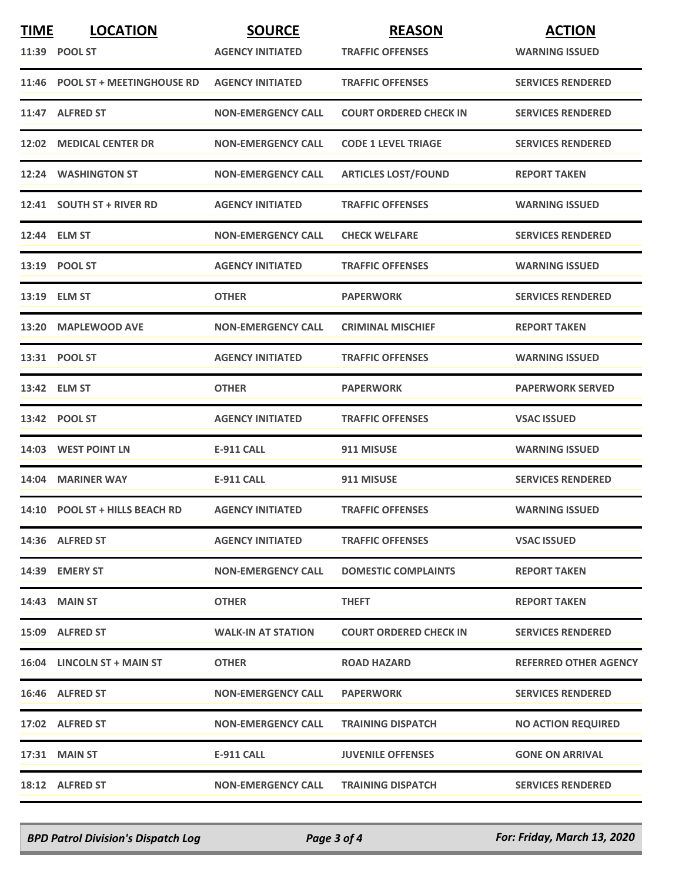| TIME | LOCATION | SOURCE | REASON | ACTION |
|---|---|---|---|---|
| 11:39 | POOL ST | AGENCY INITIATED | TRAFFIC OFFENSES | WARNING ISSUED |
| 11:46 | POOL ST + MEETINGHOUSE RD | AGENCY INITIATED | TRAFFIC OFFENSES | SERVICES RENDERED |
| 11:47 | ALFRED ST | NON-EMERGENCY CALL | COURT ORDERED CHECK IN | SERVICES RENDERED |
| 12:02 | MEDICAL CENTER DR | NON-EMERGENCY CALL | CODE 1 LEVEL TRIAGE | SERVICES RENDERED |
| 12:24 | WASHINGTON ST | NON-EMERGENCY CALL | ARTICLES LOST/FOUND | REPORT TAKEN |
| 12:41 | SOUTH ST + RIVER RD | AGENCY INITIATED | TRAFFIC OFFENSES | WARNING ISSUED |
| 12:44 | ELM ST | NON-EMERGENCY CALL | CHECK WELFARE | SERVICES RENDERED |
| 13:19 | POOL ST | AGENCY INITIATED | TRAFFIC OFFENSES | WARNING ISSUED |
| 13:19 | ELM ST | OTHER | PAPERWORK | SERVICES RENDERED |
| 13:20 | MAPLEWOOD AVE | NON-EMERGENCY CALL | CRIMINAL MISCHIEF | REPORT TAKEN |
| 13:31 | POOL ST | AGENCY INITIATED | TRAFFIC OFFENSES | WARNING ISSUED |
| 13:42 | ELM ST | OTHER | PAPERWORK | PAPERWORK SERVED |
| 13:42 | POOL ST | AGENCY INITIATED | TRAFFIC OFFENSES | VSAC ISSUED |
| 14:03 | WEST POINT LN | E-911 CALL | 911 MISUSE | WARNING ISSUED |
| 14:04 | MARINER WAY | E-911 CALL | 911 MISUSE | SERVICES RENDERED |
| 14:10 | POOL ST + HILLS BEACH RD | AGENCY INITIATED | TRAFFIC OFFENSES | WARNING ISSUED |
| 14:36 | ALFRED ST | AGENCY INITIATED | TRAFFIC OFFENSES | VSAC ISSUED |
| 14:39 | EMERY ST | NON-EMERGENCY CALL | DOMESTIC COMPLAINTS | REPORT TAKEN |
| 14:43 | MAIN ST | OTHER | THEFT | REPORT TAKEN |
| 15:09 | ALFRED ST | WALK-IN AT STATION | COURT ORDERED CHECK IN | SERVICES RENDERED |
| 16:04 | LINCOLN ST + MAIN ST | OTHER | ROAD HAZARD | REFERRED OTHER AGENCY |
| 16:46 | ALFRED ST | NON-EMERGENCY CALL | PAPERWORK | SERVICES RENDERED |
| 17:02 | ALFRED ST | NON-EMERGENCY CALL | TRAINING DISPATCH | NO ACTION REQUIRED |
| 17:31 | MAIN ST | E-911 CALL | JUVENILE OFFENSES | GONE ON ARRIVAL |
| 18:12 | ALFRED ST | NON-EMERGENCY CALL | TRAINING DISPATCH | SERVICES RENDERED |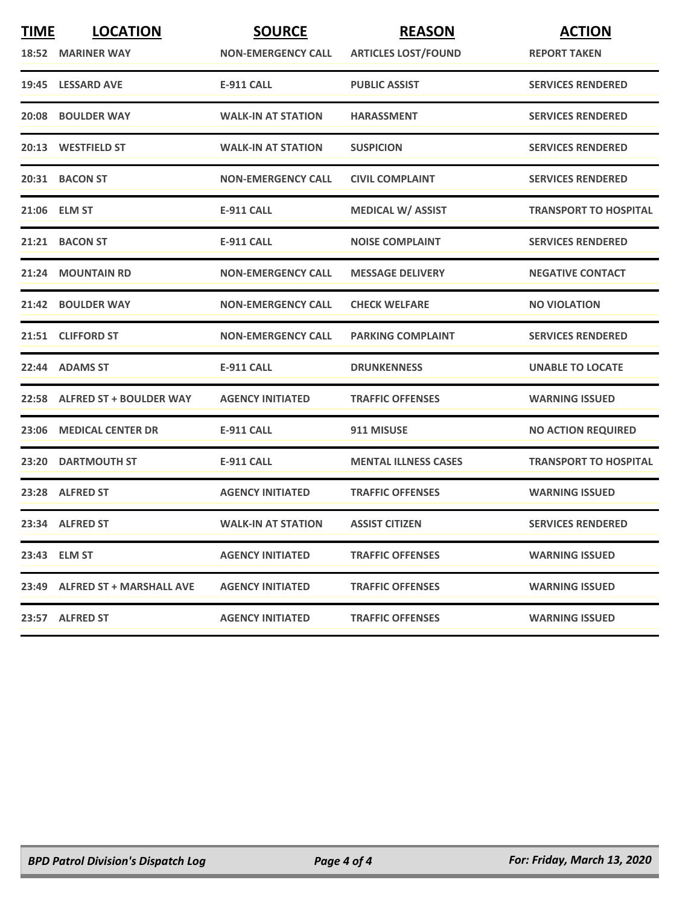| TIME | LOCATION | SOURCE | REASON | ACTION |
|---|---|---|---|---|
| 18:52 | MARINER WAY | NON-EMERGENCY CALL | ARTICLES LOST/FOUND | REPORT TAKEN |
| 19:45 | LESSARD AVE | E-911 CALL | PUBLIC ASSIST | SERVICES RENDERED |
| 20:08 | BOULDER WAY | WALK-IN AT STATION | HARASSMENT | SERVICES RENDERED |
| 20:13 | WESTFIELD ST | WALK-IN AT STATION | SUSPICION | SERVICES RENDERED |
| 20:31 | BACON ST | NON-EMERGENCY CALL | CIVIL COMPLAINT | SERVICES RENDERED |
| 21:06 | ELM ST | E-911 CALL | MEDICAL W/ ASSIST | TRANSPORT TO HOSPITAL |
| 21:21 | BACON ST | E-911 CALL | NOISE COMPLAINT | SERVICES RENDERED |
| 21:24 | MOUNTAIN RD | NON-EMERGENCY CALL | MESSAGE DELIVERY | NEGATIVE CONTACT |
| 21:42 | BOULDER WAY | NON-EMERGENCY CALL | CHECK WELFARE | NO VIOLATION |
| 21:51 | CLIFFORD ST | NON-EMERGENCY CALL | PARKING COMPLAINT | SERVICES RENDERED |
| 22:44 | ADAMS ST | E-911 CALL | DRUNKENNESS | UNABLE TO LOCATE |
| 22:58 | ALFRED ST + BOULDER WAY | AGENCY INITIATED | TRAFFIC OFFENSES | WARNING ISSUED |
| 23:06 | MEDICAL CENTER DR | E-911 CALL | 911 MISUSE | NO ACTION REQUIRED |
| 23:20 | DARTMOUTH ST | E-911 CALL | MENTAL ILLNESS CASES | TRANSPORT TO HOSPITAL |
| 23:28 | ALFRED ST | AGENCY INITIATED | TRAFFIC OFFENSES | WARNING ISSUED |
| 23:34 | ALFRED ST | WALK-IN AT STATION | ASSIST CITIZEN | SERVICES RENDERED |
| 23:43 | ELM ST | AGENCY INITIATED | TRAFFIC OFFENSES | WARNING ISSUED |
| 23:49 | ALFRED ST + MARSHALL AVE | AGENCY INITIATED | TRAFFIC OFFENSES | WARNING ISSUED |
| 23:57 | ALFRED ST | AGENCY INITIATED | TRAFFIC OFFENSES | WARNING ISSUED |